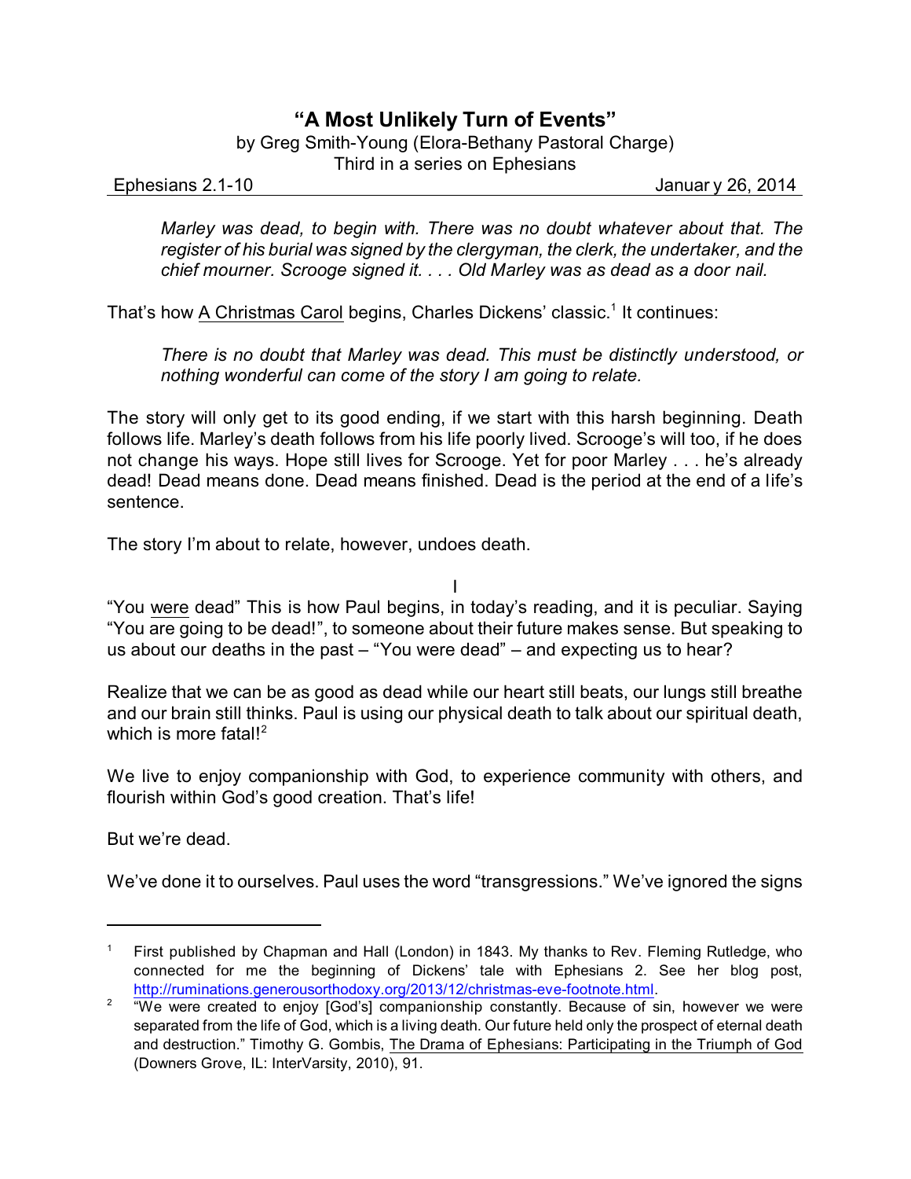# "A Most Unlikely Turn of Events"

by Greg Smith-Young (Elora-Bethany Pastoral Charge)
Third in a series on Ephesians

Ephesians 2.1-10 — January 26, 2014

> *Marley was dead, to begin with. There was no doubt whatever about that. The register of his burial was signed by the clergyman, the clerk, the undertaker, and the chief mourner. Scrooge signed it. . . . Old Marley was as dead as a door nail.*

That's how A Christmas Carol begins, Charles Dickens' classic.[1] It continues:

> *There is no doubt that Marley was dead. This must be distinctly understood, or nothing wonderful can come of the story I am going to relate.*

The story will only get to its good ending, if we start with this harsh beginning. Death follows life. Marley's death follows from his life poorly lived. Scrooge's will too, if he does not change his ways. Hope still lives for Scrooge. Yet for poor Marley . . . he's already dead! Dead means done. Dead means finished. Dead is the period at the end of a life's sentence.

The story I'm about to relate, however, undoes death.

I

"You were dead" This is how Paul begins, in today's reading, and it is peculiar. Saying "You are going to be dead!", to someone about their future makes sense. But speaking to us about our deaths in the past – "You were dead" – and expecting us to hear?

Realize that we can be as good as dead while our heart still beats, our lungs still breathe and our brain still thinks. Paul is using our physical death to talk about our spiritual death, which is more fatal![2]

We live to enjoy companionship with God, to experience community with others, and flourish within God's good creation. That's life!

But we're dead.

We've done it to ourselves. Paul uses the word "transgressions." We've ignored the signs

---

[1] First published by Chapman and Hall (London) in 1843. My thanks to Rev. Fleming Rutledge, who connected for me the beginning of Dickens' tale with Ephesians 2. See her blog post, http://ruminations.generousorthodoxy.org/2013/12/christmas-eve-footnote.html.

[2] "We were created to enjoy [God's] companionship constantly. Because of sin, however we were separated from the life of God, which is a living death. Our future held only the prospect of eternal death and destruction." Timothy G. Gombis, The Drama of Ephesians: Participating in the Triumph of God (Downers Grove, IL: InterVarsity, 2010), 91.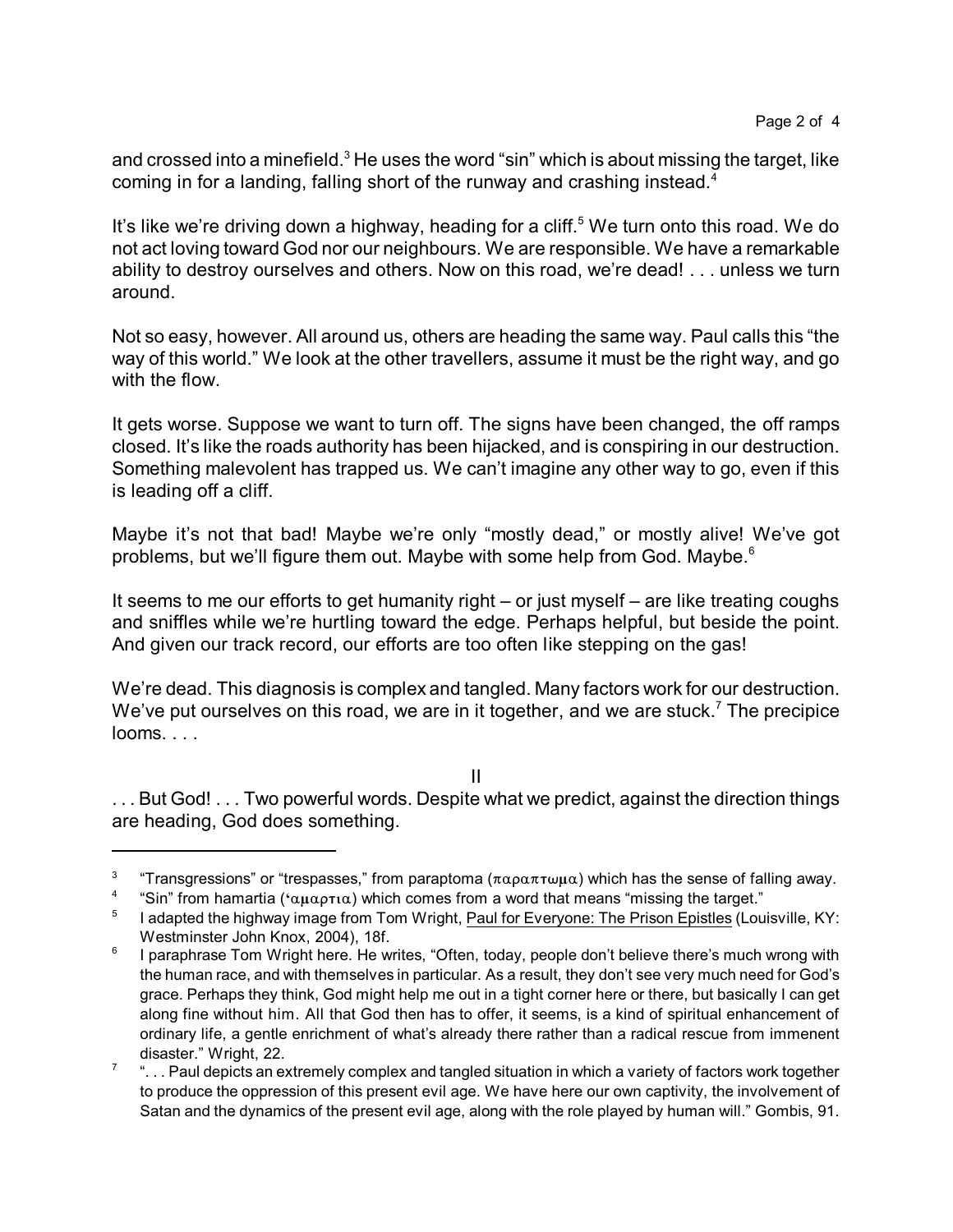and crossed into a minefield.[3] He uses the word "sin" which is about missing the target, like coming in for a landing, falling short of the runway and crashing instead.[4]

It's like we're driving down a highway, heading for a cliff.[5] We turn onto this road. We do not act loving toward God nor our neighbours. We are responsible. We have a remarkable ability to destroy ourselves and others. Now on this road, we're dead! . . . unless we turn around.

Not so easy, however. All around us, others are heading the same way. Paul calls this "the way of this world." We look at the other travellers, assume it must be the right way, and go with the flow.

It gets worse. Suppose we want to turn off. The signs have been changed, the off ramps closed. It's like the roads authority has been hijacked, and is conspiring in our destruction. Something malevolent has trapped us. We can't imagine any other way to go, even if this is leading off a cliff.

Maybe it's not that bad! Maybe we're only "mostly dead," or mostly alive! We've got problems, but we'll figure them out. Maybe with some help from God. Maybe.[6]

It seems to me our efforts to get humanity right – or just myself – are like treating coughs and sniffles while we're hurtling toward the edge. Perhaps helpful, but beside the point. And given our track record, our efforts are too often like stepping on the gas!

We're dead. This diagnosis is complex and tangled. Many factors work for our destruction. We've put ourselves on this road, we are in it together, and we are stuck.[7] The precipice looms. . . .

II

. . . But God! . . . Two powerful words. Despite what we predict, against the direction things are heading, God does something.

---

[3] "Transgressions" or "trespasses," from paraptoma (παραπτωμα) which has the sense of falling away.

[4] "Sin" from hamartia (ʻαμαρτια) which comes from a word that means "missing the target."

[5] I adapted the highway image from Tom Wright, Paul for Everyone: The Prison Epistles (Louisville, KY: Westminster John Knox, 2004), 18f.

[6] I paraphrase Tom Wright here. He writes, "Often, today, people don't believe there's much wrong with the human race, and with themselves in particular. As a result, they don't see very much need for God's grace. Perhaps they think, God might help me out in a tight corner here or there, but basically I can get along fine without him. All that God then has to offer, it seems, is a kind of spiritual enhancement of ordinary life, a gentle enrichment of what's already there rather than a radical rescue from immenent disaster." Wright, 22.

[7] ". . . Paul depicts an extremely complex and tangled situation in which a variety of factors work together to produce the oppression of this present evil age. We have here our own captivity, the involvement of Satan and the dynamics of the present evil age, along with the role played by human will." Gombis, 91.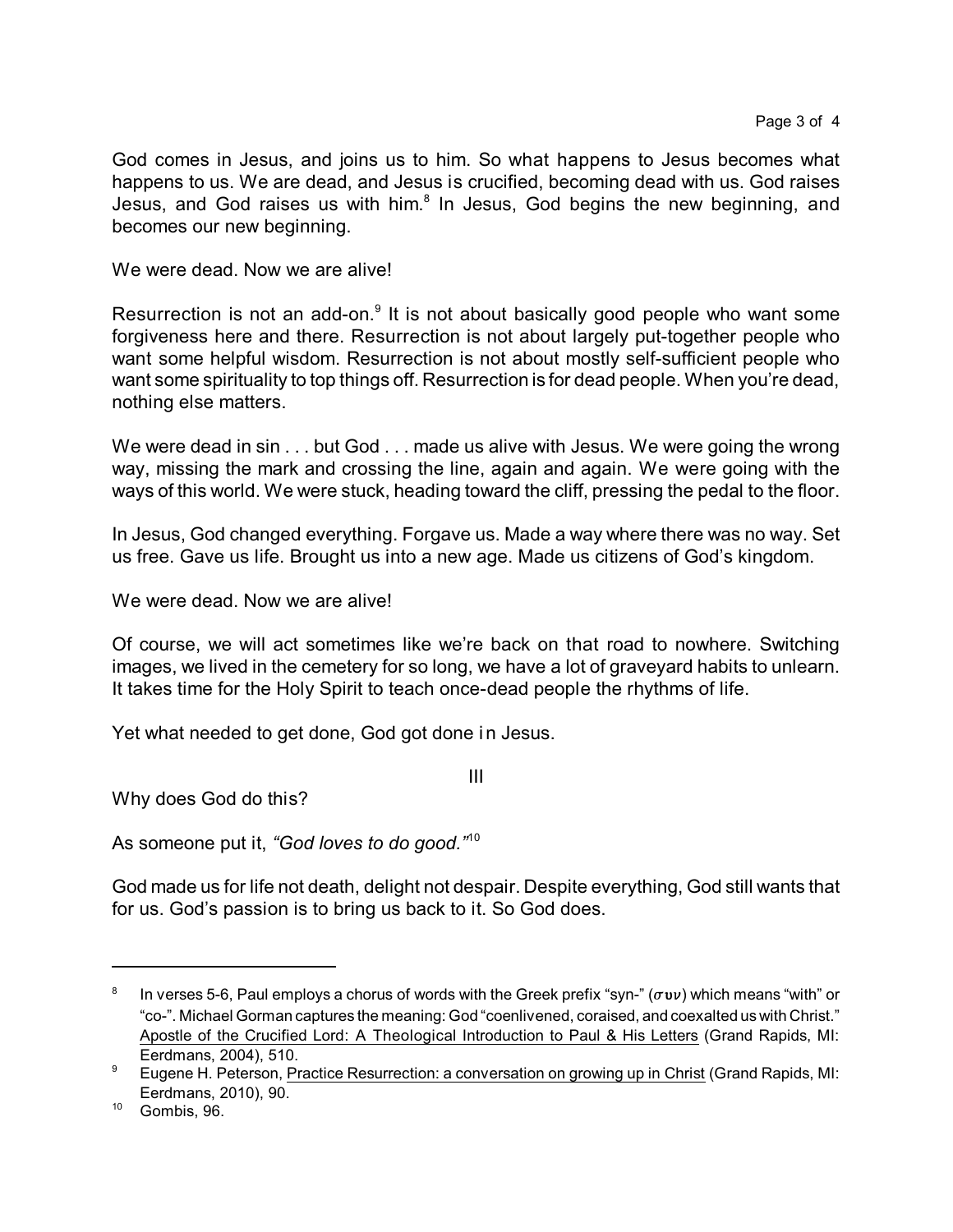God comes in Jesus, and joins us to him. So what happens to Jesus becomes what happens to us. We are dead, and Jesus is crucified, becoming dead with us. God raises Jesus, and God raises us with him.[8] In Jesus, God begins the new beginning, and becomes our new beginning.

We were dead. Now we are alive!

Resurrection is not an add-on.[9] It is not about basically good people who want some forgiveness here and there. Resurrection is not about largely put-together people who want some helpful wisdom. Resurrection is not about mostly self-sufficient people who want some spirituality to top things off. Resurrection is for dead people. When you're dead, nothing else matters.

We were dead in sin . . . but God . . . made us alive with Jesus. We were going the wrong way, missing the mark and crossing the line, again and again. We were going with the ways of this world. We were stuck, heading toward the cliff, pressing the pedal to the floor.

In Jesus, God changed everything. Forgave us. Made a way where there was no way. Set us free. Gave us life. Brought us into a new age. Made us citizens of God's kingdom.

We were dead. Now we are alive!

Of course, we will act sometimes like we're back on that road to nowhere. Switching images, we lived in the cemetery for so long, we have a lot of graveyard habits to unlearn. It takes time for the Holy Spirit to teach once-dead people the rhythms of life.

Yet what needed to get done, God got done in Jesus.

## III

Why does God do this?

As someone put it, *"God loves to do good."*[10]

God made us for life not death, delight not despair. Despite everything, God still wants that for us. God's passion is to bring us back to it. So God does.

---

[8] In verses 5-6, Paul employs a chorus of words with the Greek prefix "syn-" ($\sigma\upsilon\nu$) which means "with" or "co-". Michael Gorman captures the meaning: God "coenlivened, coraised, and coexalted us with Christ." Apostle of the Crucified Lord: A Theological Introduction to Paul & His Letters (Grand Rapids, MI: Eerdmans, 2004), 510.

[9] Eugene H. Peterson, Practice Resurrection: a conversation on growing up in Christ (Grand Rapids, MI: Eerdmans, 2010), 90.

[10] Gombis, 96.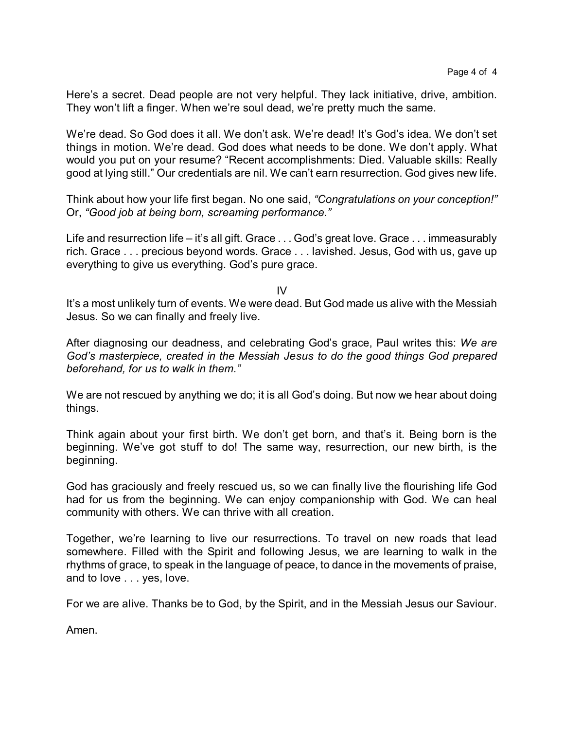Here's a secret. Dead people are not very helpful. They lack initiative, drive, ambition. They won't lift a finger. When we're soul dead, we're pretty much the same.

We're dead. So God does it all. We don't ask. We're dead! It's God's idea. We don't set things in motion. We're dead. God does what needs to be done. We don't apply. What would you put on your resume? "Recent accomplishments: Died. Valuable skills: Really good at lying still." Our credentials are nil. We can't earn resurrection. God gives new life.

Think about how your life first began. No one said, *"Congratulations on your conception!"* Or, *"Good job at being born, screaming performance."*

Life and resurrection life – it's all gift. Grace . . . God's great love. Grace . . . immeasurably rich. Grace . . . precious beyond words. Grace . . . lavished. Jesus, God with us, gave up everything to give us everything. God's pure grace.

## IV

It's a most unlikely turn of events. We were dead. But God made us alive with the Messiah Jesus. So we can finally and freely live.

After diagnosing our deadness, and celebrating God's grace, Paul writes this: *We are God's masterpiece, created in the Messiah Jesus to do the good things God prepared beforehand, for us to walk in them."*

We are not rescued by anything we do; it is all God's doing. But now we hear about doing things.

Think again about your first birth. We don't get born, and that's it. Being born is the beginning. We've got stuff to do! The same way, resurrection, our new birth, is the beginning.

God has graciously and freely rescued us, so we can finally live the flourishing life God had for us from the beginning. We can enjoy companionship with God. We can heal community with others. We can thrive with all creation.

Together, we're learning to live our resurrections. To travel on new roads that lead somewhere. Filled with the Spirit and following Jesus, we are learning to walk in the rhythms of grace, to speak in the language of peace, to dance in the movements of praise, and to love . . . yes, love.

For we are alive. Thanks be to God, by the Spirit, and in the Messiah Jesus our Saviour.

Amen.